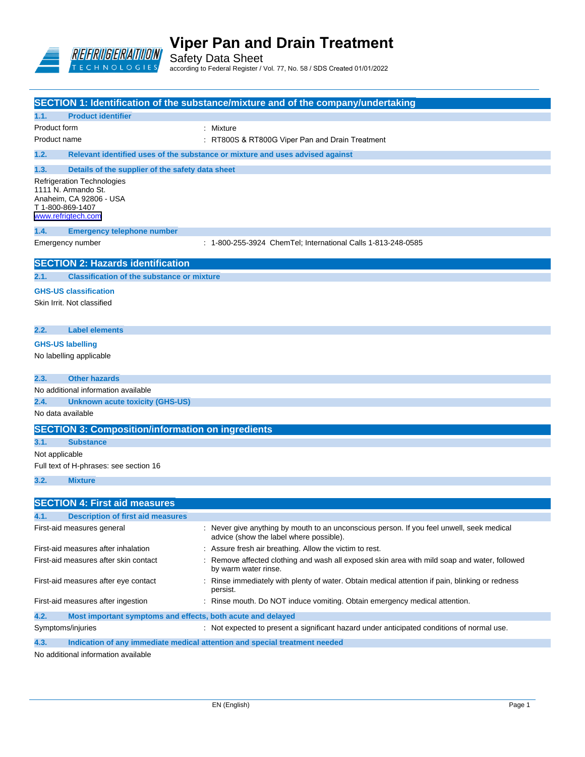# Viper Pan and Drain Treatment

Safety Data Sheet

according to Federal Register / Vol. 77, No. 58 / SDS Created 01/01/2022

## SECTION 1: Identification of the substance/mixture and of the company/undertaking

### 1.1. Product identifier

| | |
|---|---|
| Product form | : Mixture |
| Product name | : RT800S & RT800G Viper Pan and Drain Treatment |

### 1.2. Relevant identified uses of the substance or mixture and uses advised against

### 1.3. Details of the supplier of the safety data sheet

Refrigeration Technologies
1111 N. Armando St.
Anaheim, CA 92806 - USA
T 1-800-869-1407
www.refrigtech.com

### 1.4. Emergency telephone number

| | |
|---|---|
| Emergency number | : 1-800-255-3924 ChemTel; International Calls 1-813-248-0585 |

## SECTION 2: Hazards identification

### 2.1. Classification of the substance or mixture

**GHS-US classification**

Skin Irrit. Not classified

### 2.2. Label elements

**GHS-US labelling**

No labelling applicable

### 2.3. Other hazards

No additional information available

### 2.4. Unknown acute toxicity (GHS-US)

No data available

## SECTION 3: Composition/information on ingredients

### 3.1. Substance

Not applicable

Full text of H-phrases: see section 16

### 3.2. Mixture

## SECTION 4: First aid measures

### 4.1. Description of first aid measures

| | |
|---|---|
| First-aid measures general | : Never give anything by mouth to an unconscious person. If you feel unwell, seek medical advice (show the label where possible). |
| First-aid measures after inhalation | : Assure fresh air breathing. Allow the victim to rest. |
| First-aid measures after skin contact | : Remove affected clothing and wash all exposed skin area with mild soap and water, followed by warm water rinse. |
| First-aid measures after eye contact | : Rinse immediately with plenty of water. Obtain medical attention if pain, blinking or redness persist. |
| First-aid measures after ingestion | : Rinse mouth. Do NOT induce vomiting. Obtain emergency medical attention. |

### 4.2. Most important symptoms and effects, both acute and delayed

| | |
|---|---|
| Symptoms/injuries | : Not expected to present a significant hazard under anticipated conditions of normal use. |

### 4.3. Indication of any immediate medical attention and special treatment needed

No additional information available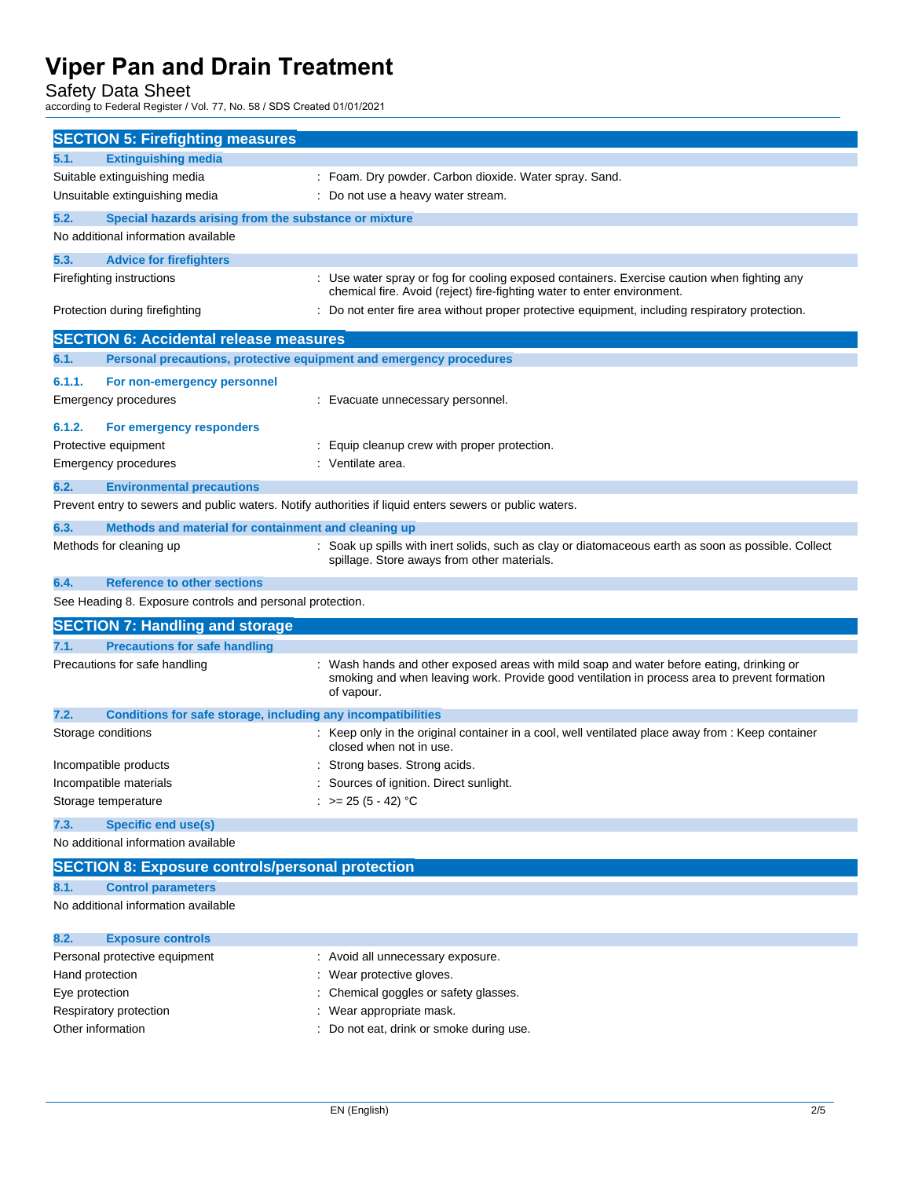## SECTION 5: Firefighting measures

### 5.1. Extinguishing media

| | |
|---|---|
| Suitable extinguishing media | : Foam. Dry powder. Carbon dioxide. Water spray. Sand. |
| Unsuitable extinguishing media | : Do not use a heavy water stream. |

### 5.2. Special hazards arising from the substance or mixture

No additional information available

### 5.3. Advice for firefighters

| | |
|---|---|
| Firefighting instructions | : Use water spray or fog for cooling exposed containers. Exercise caution when fighting any chemical fire. Avoid (reject) fire-fighting water to enter environment. |
| Protection during firefighting | : Do not enter fire area without proper protective equipment, including respiratory protection. |

## SECTION 6: Accidental release measures

### 6.1. Personal precautions, protective equipment and emergency procedures

#### 6.1.1. For non-emergency personnel

| | |
|---|---|
| Emergency procedures | : Evacuate unnecessary personnel. |

#### 6.1.2. For emergency responders

| | |
|---|---|
| Protective equipment | : Equip cleanup crew with proper protection. |
| Emergency procedures | : Ventilate area. |

### 6.2. Environmental precautions

Prevent entry to sewers and public waters. Notify authorities if liquid enters sewers or public waters.

### 6.3. Methods and material for containment and cleaning up

| | |
|---|---|
| Methods for cleaning up | : Soak up spills with inert solids, such as clay or diatomaceous earth as soon as possible. Collect spillage. Store aways from other materials. |

### 6.4. Reference to other sections

See Heading 8. Exposure controls and personal protection.

## SECTION 7: Handling and storage

### 7.1. Precautions for safe handling

| | |
|---|---|
| Precautions for safe handling | : Wash hands and other exposed areas with mild soap and water before eating, drinking or smoking and when leaving work. Provide good ventilation in process area to prevent formation of vapour. |

### 7.2. Conditions for safe storage, including any incompatibilities

| | |
|---|---|
| Storage conditions | : Keep only in the original container in a cool, well ventilated place away from : Keep container closed when not in use. |
| Incompatible products | : Strong bases. Strong acids. |
| Incompatible materials | : Sources of ignition. Direct sunlight. |
| Storage temperature | : >= 25 (5 - 42) °C |

### 7.3. Specific end use(s)

No additional information available

## SECTION 8: Exposure controls/personal protection

### 8.1. Control parameters

No additional information available

### 8.2. Exposure controls

| | |
|---|---|
| Personal protective equipment | : Avoid all unnecessary exposure. |
| Hand protection | : Wear protective gloves. |
| Eye protection | : Chemical goggles or safety glasses. |
| Respiratory protection | : Wear appropriate mask. |
| Other information | : Do not eat, drink or smoke during use. |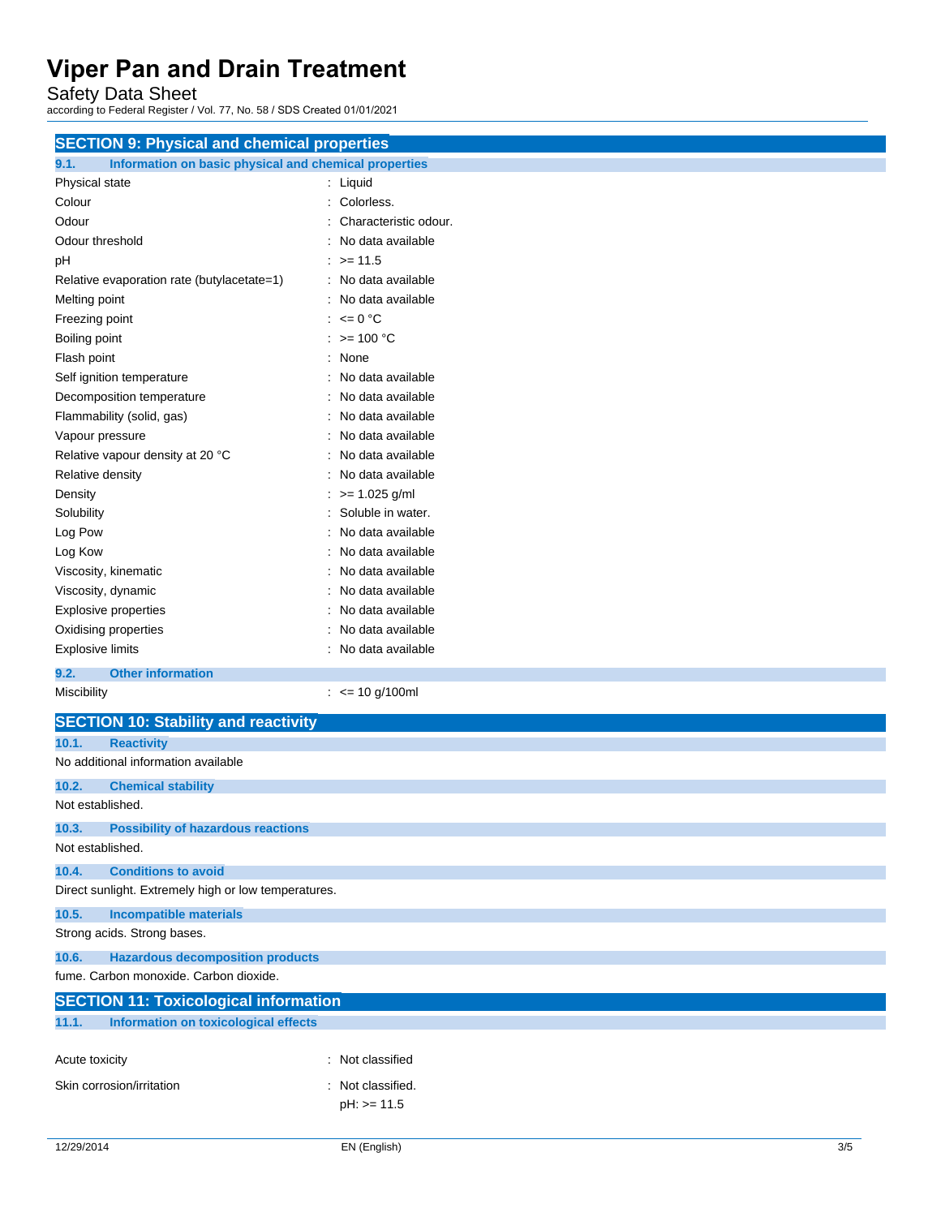## SECTION 9: Physical and chemical properties

### 9.1. Information on basic physical and chemical properties

| | |
|---|---|
| Physical state | : Liquid |
| Colour | : Colorless. |
| Odour | : Characteristic odour. |
| Odour threshold | : No data available |
| pH | : >= 11.5 |
| Relative evaporation rate (butylacetate=1) | : No data available |
| Melting point | : No data available |
| Freezing point | : <= 0 °C |
| Boiling point | : >= 100 °C |
| Flash point | : None |
| Self ignition temperature | : No data available |
| Decomposition temperature | : No data available |
| Flammability (solid, gas) | : No data available |
| Vapour pressure | : No data available |
| Relative vapour density at 20 °C | : No data available |
| Relative density | : No data available |
| Density | : >= 1.025 g/ml |
| Solubility | : Soluble in water. |
| Log Pow | : No data available |
| Log Kow | : No data available |
| Viscosity, kinematic | : No data available |
| Viscosity, dynamic | : No data available |
| Explosive properties | : No data available |
| Oxidising properties | : No data available |
| Explosive limits | : No data available |

### 9.2. Other information

| | |
|---|---|
| Miscibility | : <= 10 g/100ml |

## SECTION 10: Stability and reactivity

### 10.1. Reactivity

No additional information available

### 10.2. Chemical stability

Not established.

### 10.3. Possibility of hazardous reactions

Not established.

### 10.4. Conditions to avoid

Direct sunlight. Extremely high or low temperatures.

### 10.5. Incompatible materials

Strong acids. Strong bases.

### 10.6. Hazardous decomposition products

fume. Carbon monoxide. Carbon dioxide.

## SECTION 11: Toxicological information

### 11.1. Information on toxicological effects

| | |
|---|---|
| Acute toxicity | : Not classified |
| Skin corrosion/irritation | : Not classified.<br>pH: >= 11.5 |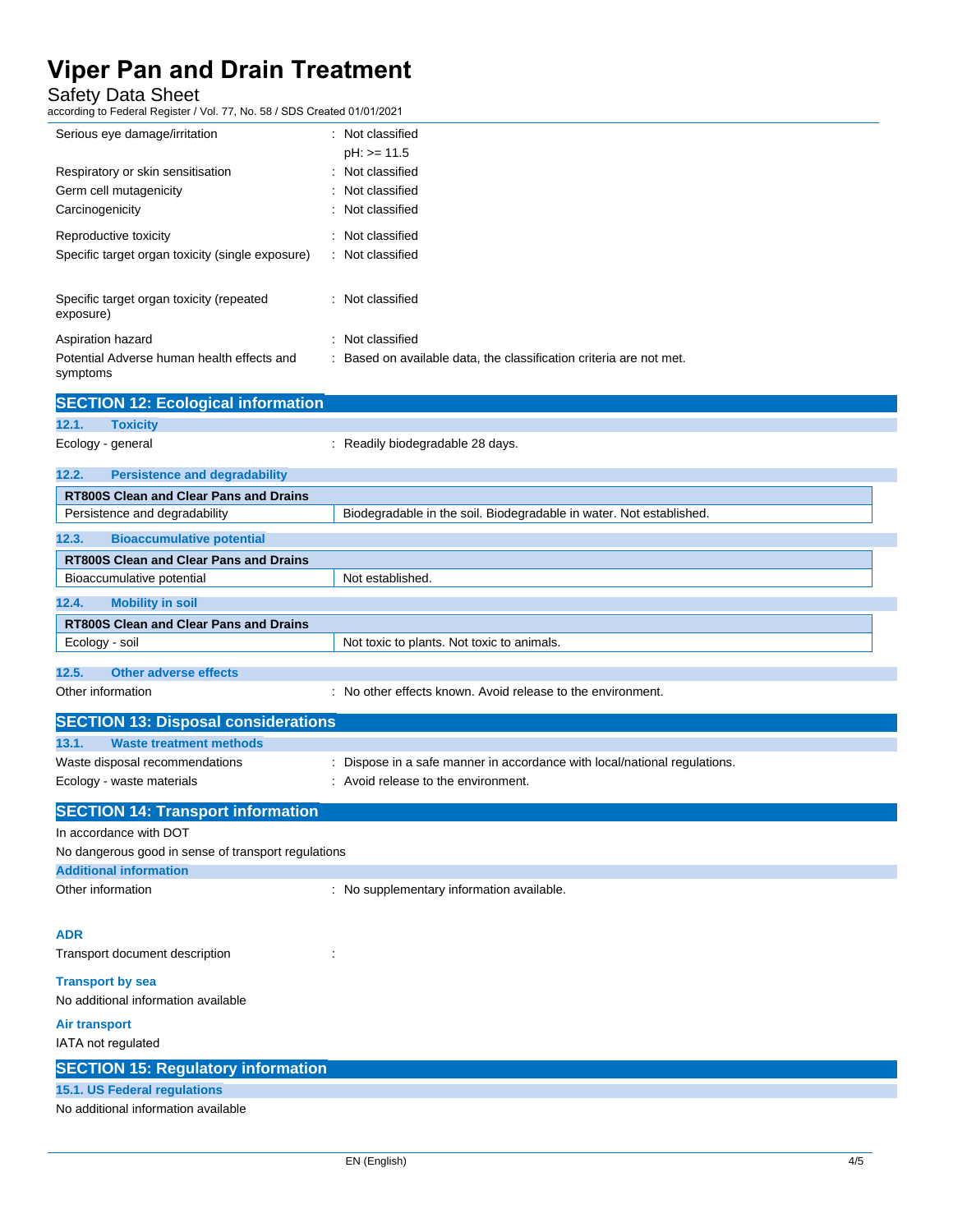| | |
|---|---|
| Serious eye damage/irritation | : Not classified<br>pH: >= 11.5 |
| Respiratory or skin sensitisation | : Not classified |
| Germ cell mutagenicity | : Not classified |
| Carcinogenicity | : Not classified |
| Reproductive toxicity | : Not classified |
| Specific target organ toxicity (single exposure) | : Not classified |
| Specific target organ toxicity (repeated exposure) | : Not classified |
| Aspiration hazard | : Not classified |
| Potential Adverse human health effects and symptoms | : Based on available data, the classification criteria are not met. |

## SECTION 12: Ecological information

### 12.1. Toxicity

Ecology - general : Readily biodegradable 28 days.

### 12.2. Persistence and degradability

| RT800S Clean and Clear Pans and Drains | |
|---|---|
| Persistence and degradability | Biodegradable in the soil. Biodegradable in water. Not established. |

### 12.3. Bioaccumulative potential

| RT800S Clean and Clear Pans and Drains | |
|---|---|
| Bioaccumulative potential | Not established. |

### 12.4. Mobility in soil

| RT800S Clean and Clear Pans and Drains | |
|---|---|
| Ecology - soil | Not toxic to plants. Not toxic to animals. |

### 12.5. Other adverse effects

Other information : No other effects known. Avoid release to the environment.

## SECTION 13: Disposal considerations

### 13.1. Waste treatment methods

Waste disposal recommendations : Dispose in a safe manner in accordance with local/national regulations.

Ecology - waste materials : Avoid release to the environment.

## SECTION 14: Transport information

In accordance with DOT

No dangerous good in sense of transport regulations

### Additional information

Other information : No supplementary information available.

### ADR

Transport document description :

### Transport by sea

No additional information available

### Air transport

IATA not regulated

## SECTION 15: Regulatory information

### 15.1. US Federal regulations

No additional information available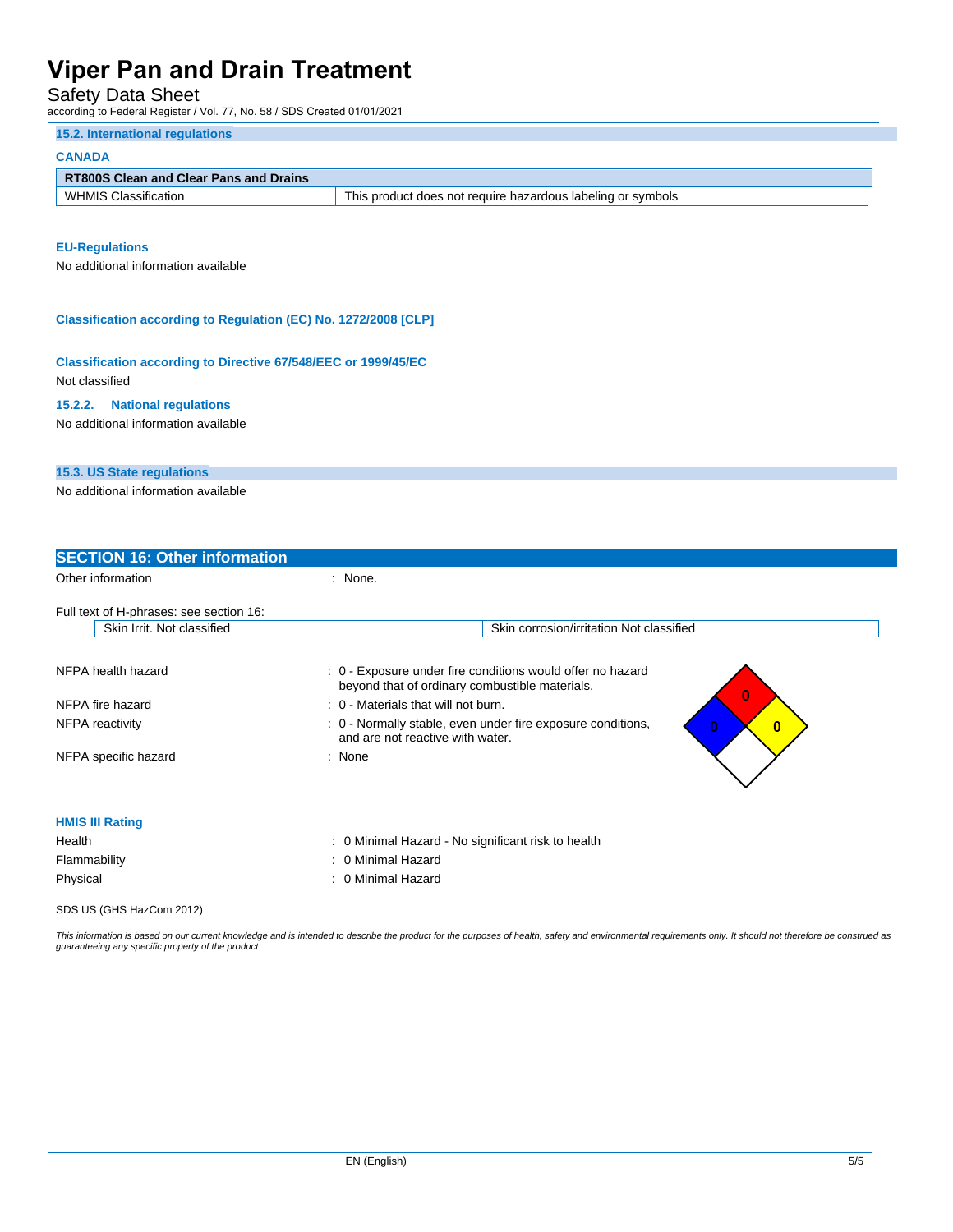### 15.2. International regulations

**CANADA**

| RT800S Clean and Clear Pans and Drains | |
|---|---|
| WHMIS Classification | This product does not require hazardous labeling or symbols |

**EU-Regulations**

No additional information available

**Classification according to Regulation (EC) No. 1272/2008 [CLP]**

**Classification according to Directive 67/548/EEC or 1999/45/EC**

Not classified

**15.2.2. National regulations**

No additional information available

### 15.3. US State regulations

No additional information available

## SECTION 16: Other information

Other information : None.

Full text of H-phrases: see section 16:

| | |
|---|---|
| Skin Irrit. Not classified | Skin corrosion/irritation Not classified |

NFPA health hazard : 0 - Exposure under fire conditions would offer no hazard beyond that of ordinary combustible materials.

NFPA fire hazard : 0 - Materials that will not burn.

NFPA reactivity : 0 - Normally stable, even under fire exposure conditions, and are not reactive with water.

NFPA specific hazard : None

0

0

0

**HMIS III Rating**

Health : 0 Minimal Hazard - No significant risk to health

Flammability : 0 Minimal Hazard

Physical : 0 Minimal Hazard

SDS US (GHS HazCom 2012)

*This information is based on our current knowledge and is intended to describe the product for the purposes of health, safety and environmental requirements only. It should not therefore be construed as guaranteeing any specific property of the product*